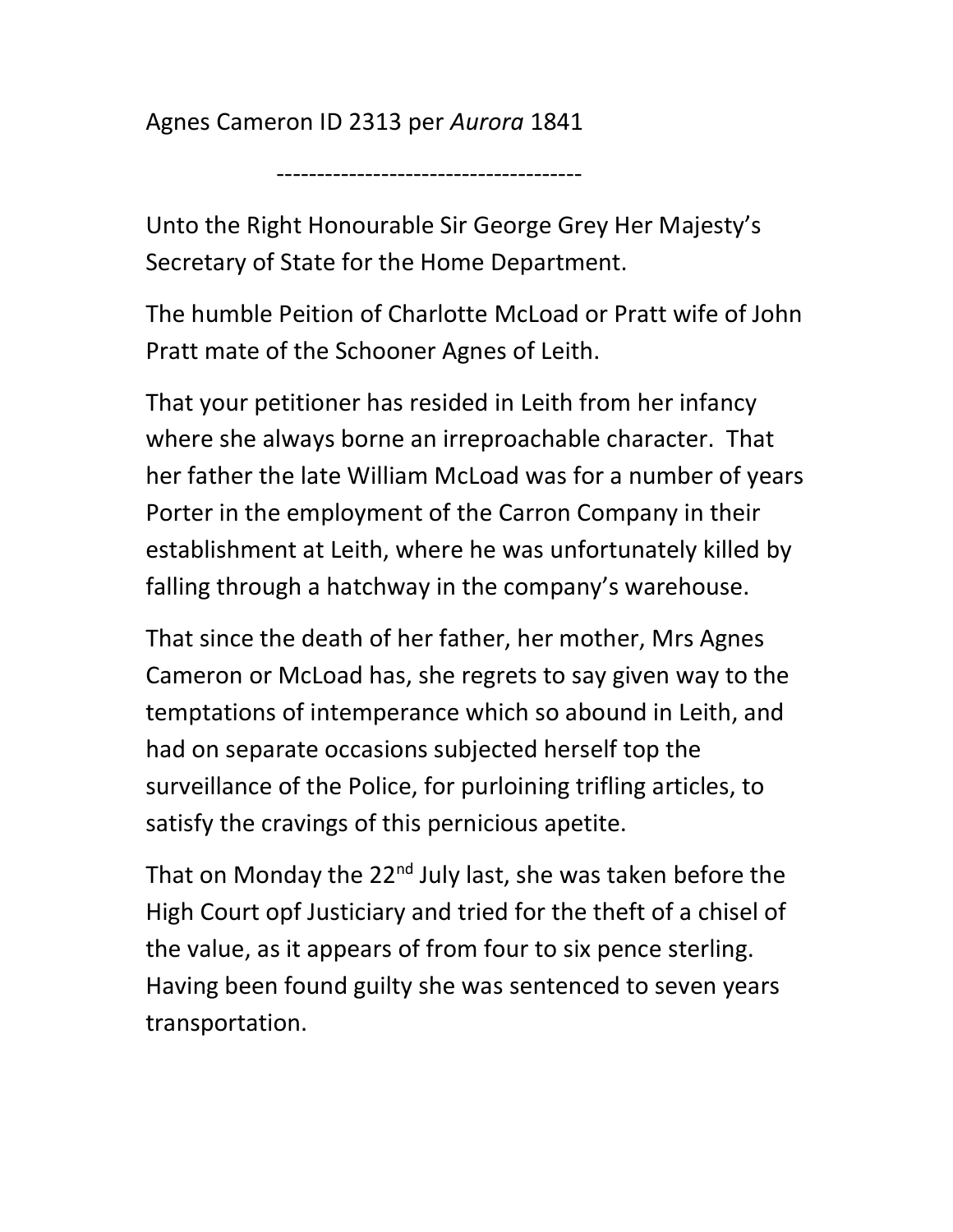Agnes Cameron ID 2313 per *Aurora* 1841

-------------------------------------

Unto the Right Honourable Sir George Grey Her Majesty's Secretary of State for the Home Department.

The humble Peition of Charlotte McLoad or Pratt wife of John Pratt mate of the Schooner Agnes of Leith.

That your petitioner has resided in Leith from her infancy where she always borne an irreproachable character. That her father the late William McLoad was for a number of years Porter in the employment of the Carron Company in their establishment at Leith, where he was unfortunately killed by falling through a hatchway in the company's warehouse.

That since the death of her father, her mother, Mrs Agnes Cameron or McLoad has, she regrets to say given way to the temptations of intemperance which so abound in Leith, and had on separate occasions subjected herself top the surveillance of the Police, for purloining trifling articles, to satisfy the cravings of this pernicious apetite.

That on Monday the 22nd July last, she was taken before the High Court opf Justiciary and tried for the theft of a chisel of the value, as it appears of from four to six pence sterling. Having been found guilty she was sentenced to seven years transportation.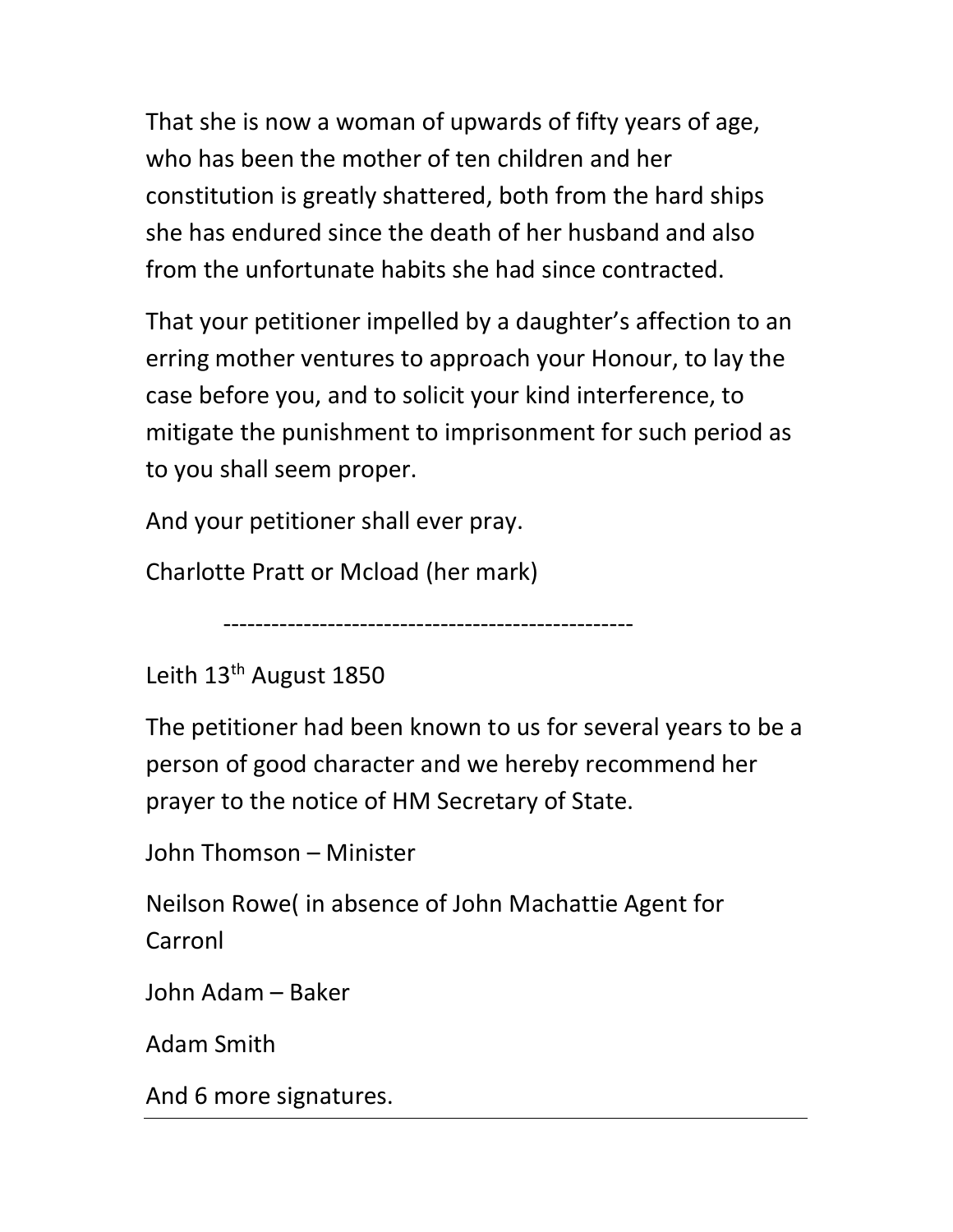That she is now a woman of upwards of fifty years of age, who has been the mother of ten children and her constitution is greatly shattered, both from the hard ships she has endured since the death of her husband and also from the unfortunate habits she had since contracted.

That your petitioner impelled by a daughter's affection to an erring mother ventures to approach your Honour, to lay the case before you, and to solicit your kind interference, to mitigate the punishment to imprisonment for such period as to you shall seem proper.

And your petitioner shall ever pray.

Charlotte Pratt or Mcload (her mark)

---

Leith 13th August 1850

The petitioner had been known to us for several years to be a person of good character and we hereby recommend her prayer to the notice of HM Secretary of State.

John Thomson – Minister

Neilson Rowe( in absence of John Machattie Agent for Carronl

John Adam – Baker

Adam Smith

And 6 more signatures.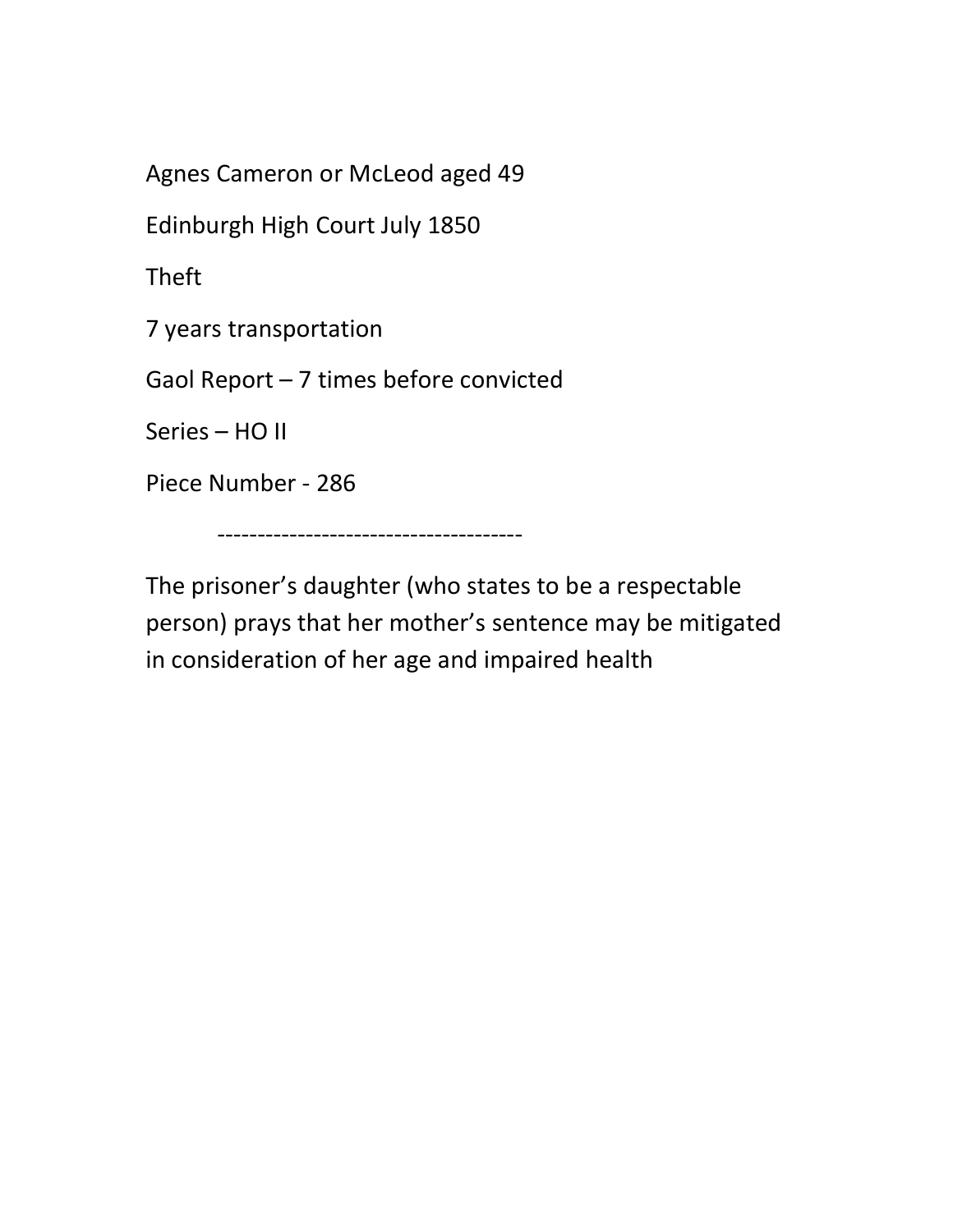Agnes Cameron or McLeod aged 49

Edinburgh High Court July 1850

Theft

7 years transportation

Gaol Report – 7 times before convicted

Series – HO II

Piece Number - 286

---

The prisoner's daughter (who states to be a respectable person) prays that her mother's sentence may be mitigated in consideration of her age and impaired health